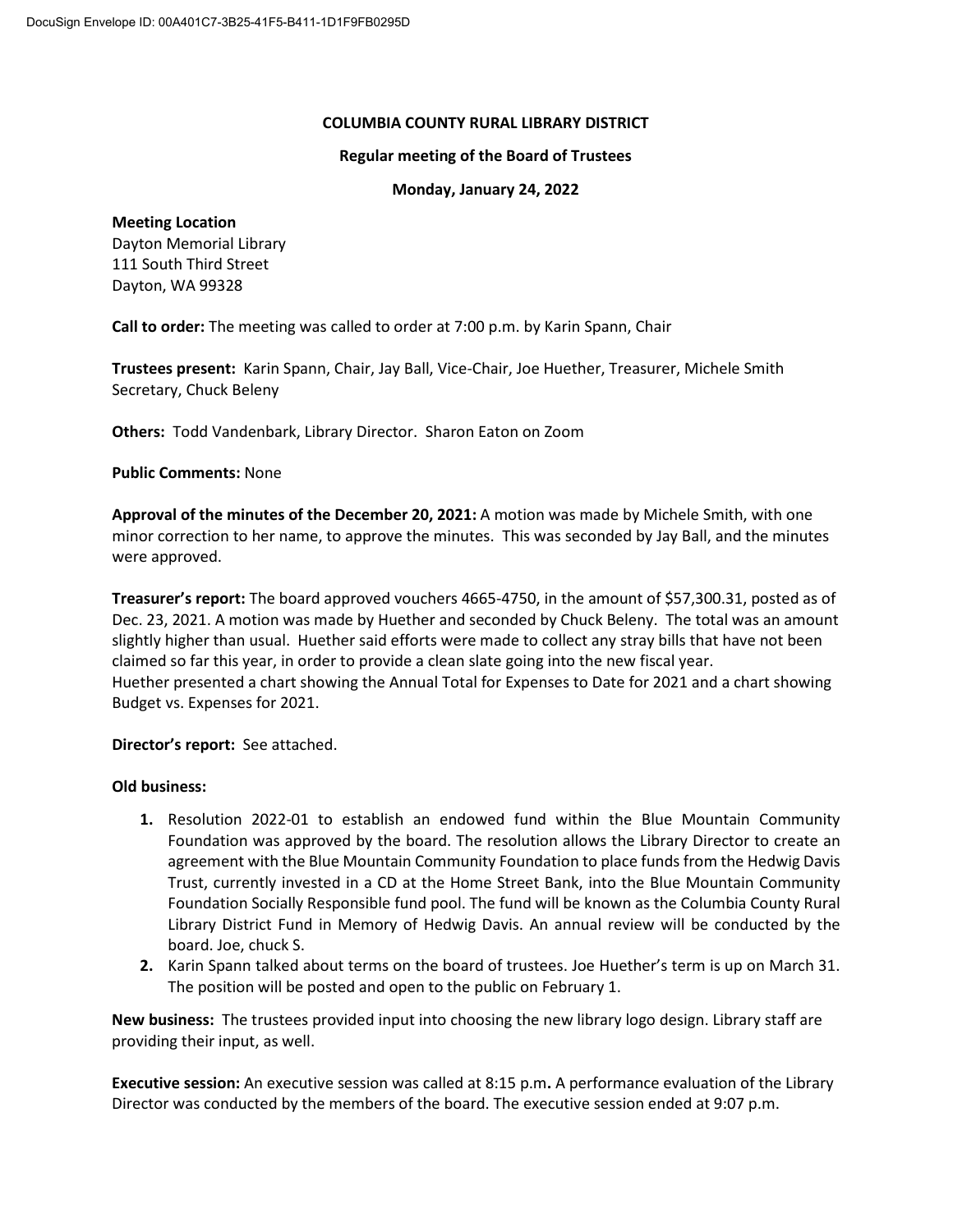DocuSign Envelope ID: 00A401C7-3B25-41F5-B411-1D1F9FB0295D

# COLUMBIA COUNTY RURAL LIBRARY DISTRICT

## Regular meeting of the Board of Trustees

### Monday, January 24, 2022

**Meeting Location**
Dayton Memorial Library
111 South Third Street
Dayton, WA 99328

**Call to order:** The meeting was called to order at 7:00 p.m. by Karin Spann, Chair

**Trustees present:** Karin Spann, Chair, Jay Ball, Vice-Chair, Joe Huether, Treasurer, Michele Smith Secretary, Chuck Beleny

**Others:** Todd Vandenbark, Library Director. Sharon Eaton on Zoom

**Public Comments:** None

**Approval of the minutes of the December 20, 2021:** A motion was made by Michele Smith, with one minor correction to her name, to approve the minutes. This was seconded by Jay Ball, and the minutes were approved.

**Treasurer's report:** The board approved vouchers 4665-4750, in the amount of $57,300.31, posted as of Dec. 23, 2021. A motion was made by Huether and seconded by Chuck Beleny. The total was an amount slightly higher than usual. Huether said efforts were made to collect any stray bills that have not been claimed so far this year, in order to provide a clean slate going into the new fiscal year.
Huether presented a chart showing the Annual Total for Expenses to Date for 2021 and a chart showing Budget vs. Expenses for 2021.

**Director's report:** See attached.

**Old business:**

1. Resolution 2022-01 to establish an endowed fund within the Blue Mountain Community Foundation was approved by the board. The resolution allows the Library Director to create an agreement with the Blue Mountain Community Foundation to place funds from the Hedwig Davis Trust, currently invested in a CD at the Home Street Bank, into the Blue Mountain Community Foundation Socially Responsible fund pool. The fund will be known as the Columbia County Rural Library District Fund in Memory of Hedwig Davis. An annual review will be conducted by the board. Joe, chuck S.
2. Karin Spann talked about terms on the board of trustees. Joe Huether's term is up on March 31. The position will be posted and open to the public on February 1.

**New business:** The trustees provided input into choosing the new library logo design. Library staff are providing their input, as well.

**Executive session:** An executive session was called at 8:15 p.m**.** A performance evaluation of the Library Director was conducted by the members of the board. The executive session ended at 9:07 p.m.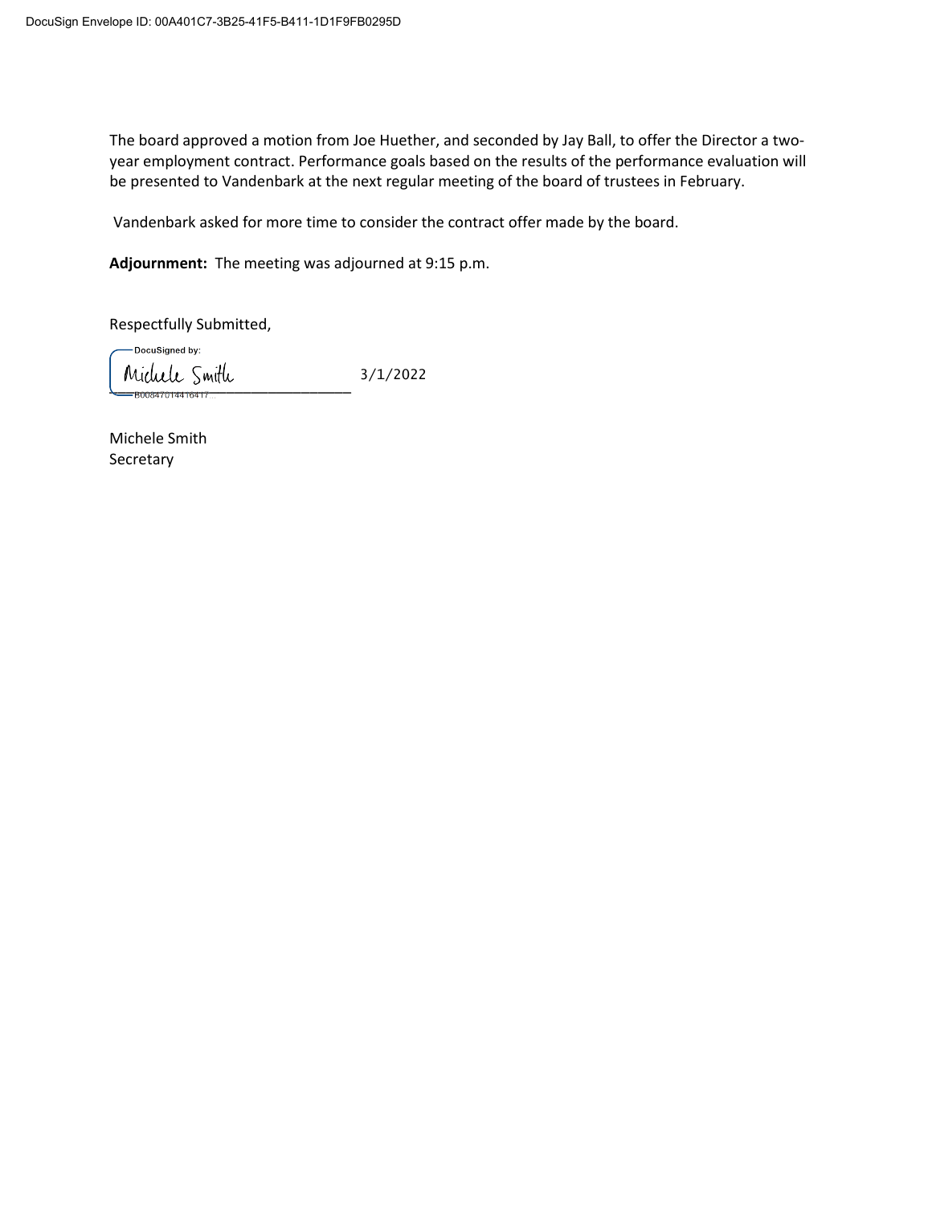The board approved a motion from Joe Huether, and seconded by Jay Ball, to offer the Director a two-year employment contract. Performance goals based on the results of the performance evaluation will be presented to Vandenbark at the next regular meeting of the board of trustees in February.

Vandenbark asked for more time to consider the contract offer made by the board.

**Adjournment:** The meeting was adjourned at 9:15 p.m.

Respectfully Submitted,

DocuSigned by:
Michele Smith
B00847014416417...

3/1/2022

Michele Smith
Secretary